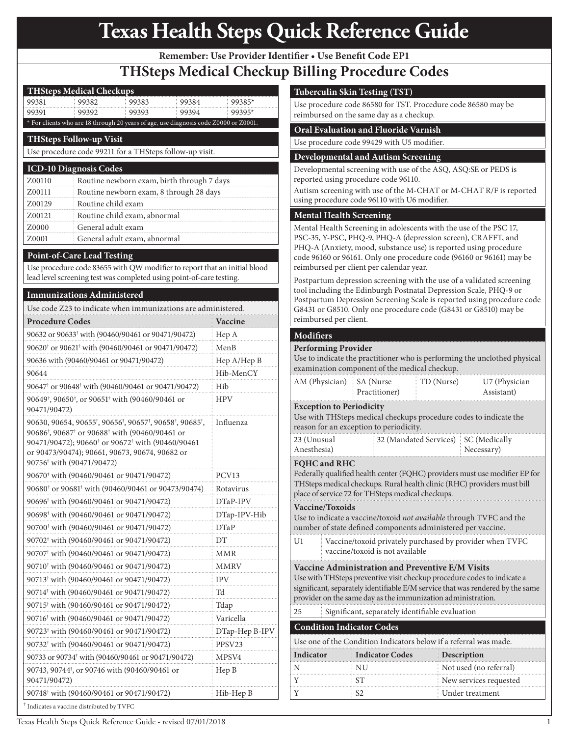# Texas Health Steps Quick Reference Guide

**Remember: Use Provider Identifier • Use Benefit Code EP1**

## THSteps Medical Checkup Billing Procedure Codes

### THSteps Medical Checkups

| | | | | |
|---|---|---|---|---|
| 99381 | 99382 | 99383 | 99384 | 99385* |
| 99391 | 99392 | 99393 | 99394 | 99395* |

\* For clients who are 18 through 20 years of age, use diagnosis code Z0000 or Z0001.

### THSteps Follow-up Visit

Use procedure code 99211 for a THSteps follow-up visit.

### ICD-10 Diagnosis Codes

| Code | Description |
|---|---|
| Z00110 | Routine newborn exam, birth through 7 days |
| Z00111 | Routine newborn exam, 8 through 28 days |
| Z00129 | Routine child exam |
| Z00121 | Routine child exam, abnormal |
| Z0000 | General adult exam |
| Z0001 | General adult exam, abnormal |

### Point-of-Care Lead Testing

Use procedure code 83655 with QW modifier to report that an initial blood lead level screening test was completed using point-of-care testing.

### Immunizations Administered

Use code Z23 to indicate when immunizations are administered.

| Procedure Codes | Vaccine |
|---|---|
| 90632 or 90633† with (90460/90461 or 90471/90472) | Hep A |
| 90620† or 90621† with (90460/90461 or 90471/90472) | MenB |
| 90636 with (90460/90461 or 90471/90472) | Hep A/Hep B |
| 90644 | Hib-MenCY |
| 90647† or 90648† with (90460/90461 or 90471/90472) | Hib |
| 90649†, 90650†, or 90651† with (90460/90461 or 90471/90472) | HPV |
| 90630, 90654, 90655†, 90656†, 90657†, 90658†, 90685†, 90686†, 90687† or 90688† with (90460/90461 or 90471/90472); 90660† or 90672† with (90460/90461 or 90473/90474); 90661, 90673, 90674, 90682 or 90756† with (90471/90472) | Influenza |
| 90670† with (90460/90461 or 90471/90472) | PCV13 |
| 90680† or 90681† with (90460/90461 or 90473/90474) | Rotavirus |
| 90696† with (90460/90461 or 90471/90472) | DTaP-IPV |
| 90698† with (90460/90461 or 90471/90472) | DTap-IPV-Hib |
| 90700† with (90460/90461 or 90471/90472) | DTaP |
| 90702† with (90460/90461 or 90471/90472) | DT |
| 90707† with (90460/90461 or 90471/90472) | MMR |
| 90710† with (90460/90461 or 90471/90472) | MMRV |
| 90713† with (90460/90461 or 90471/90472) | IPV |
| 90714† with (90460/90461 or 90471/90472) | Td |
| 90715† with (90460/90461 or 90471/90472) | Tdap |
| 90716† with (90460/90461 or 90471/90472) | Varicella |
| 90723† with (90460/90461 or 90471/90472) | DTap-Hep B-IPV |
| 90732† with (90460/90461 or 90471/90472) | PPSV23 |
| 90733 or 90734† with (90460/90461 or 90471/90472) | MPSV4 |
| 90743, 90744†, or 90746 with (90460/90461 or 90471/90472) | Hep B |
| 90748† with (90460/90461 or 90471/90472) | Hib-Hep B |

† Indicates a vaccine distributed by TVFC

### Tuberculin Skin Testing (TST)

Use procedure code 86580 for TST. Procedure code 86580 may be reimbursed on the same day as a checkup.

### Oral Evaluation and Fluoride Varnish

Use procedure code 99429 with U5 modifier.

### Developmental and Autism Screening

Developmental screening with use of the ASQ, ASQ:SE or PEDS is reported using procedure code 96110.

Autism screening with use of the M-CHAT or M-CHAT R/F is reported using procedure code 96110 with U6 modifier.

### Mental Health Screening

Mental Health Screening in adolescents with the use of the PSC 17, PSC-35, Y-PSC, PHQ-9, PHQ-A (depression screen), CRAFFT, and PHQ-A (Anxiety, mood, substance use) is reported using procedure code 96160 or 96161. Only one procedure code (96160 or 96161) may be reimbursed per client per calendar year.

Postpartum depression screening with the use of a validated screening tool including the Edinburgh Postnatal Depression Scale, PHQ-9 or Postpartum Depression Screening Scale is reported using procedure code G8431 or G8510. Only one procedure code (G8431 or G8510) may be reimbursed per client.

### Modifiers

**Performing Provider**

Use to indicate the practitioner who is performing the unclothed physical examination component of the medical checkup.

| | | | |
|---|---|---|---|
| AM (Physician) | SA (Nurse Practitioner) | TD (Nurse) | U7 (Physician Assistant) |

**Exception to Periodicity**

Use with THSteps medical checkups procedure codes to indicate the reason for an exception to periodicity.

| | | |
|---|---|---|
| 23 (Unusual Anesthesia) | 32 (Mandated Services) | SC (Medically Necessary) |

**FQHC and RHC**

Federally qualified health center (FQHC) providers must use modifier EP for THSteps medical checkups. Rural health clinic (RHC) providers must bill place of service 72 for THSteps medical checkups.

**Vaccine/Toxoids**

Use to indicate a vaccine/toxoid *not available* through TVFC and the number of state defined components administered per vaccine.

| | |
|---|---|
| U1 | Vaccine/toxoid privately purchased by provider when TVFC vaccine/toxoid is not available |

**Vaccine Administration and Preventive E/M Visits**

Use with THSteps preventive visit checkup procedure codes to indicate a significant, separately identifiable E/M service that was rendered by the same provider on the same day as the immunization administration.

| | |
|---|---|
| 25 | Significant, separately identifiable evaluation |

### Condition Indicator Codes

Use one of the Condition Indicators below if a referral was made.

| Indicator | Indicator Codes | Description |
|---|---|---|
| N | NU | Not used (no referral) |
| Y | ST | New services requested |
| Y | S2 | Under treatment |

Texas Health Steps Quick Reference Guide - revised 07/01/2018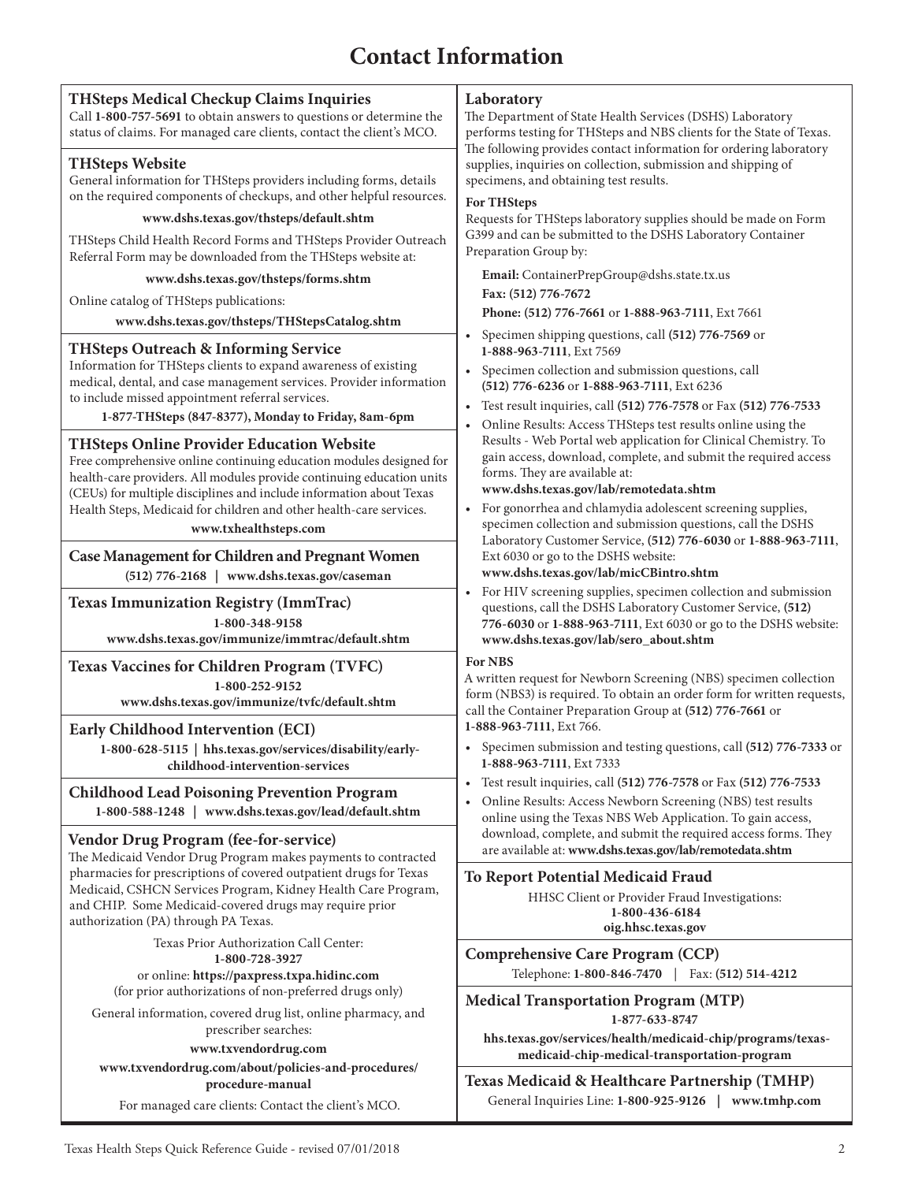# Contact Information

## THSteps Medical Checkup Claims Inquiries

Call **1-800-757-5691** to obtain answers to questions or determine the status of claims. For managed care clients, contact the client's MCO.

## THSteps Website

General information for THSteps providers including forms, details on the required components of checkups, and other helpful resources.

**www.dshs.texas.gov/thsteps/default.shtm**

THSteps Child Health Record Forms and THSteps Provider Outreach Referral Form may be downloaded from the THSteps website at:

**www.dshs.texas.gov/thsteps/forms.shtm**

Online catalog of THSteps publications:

**www.dshs.texas.gov/thsteps/THStepsCatalog.shtm**

## THSteps Outreach & Informing Service

Information for THSteps clients to expand awareness of existing medical, dental, and case management services. Provider information to include missed appointment referral services.

**1-877-THSteps (847-8377), Monday to Friday, 8am-6pm**

## THSteps Online Provider Education Website

Free comprehensive online continuing education modules designed for health-care providers. All modules provide continuing education units (CEUs) for multiple disciplines and include information about Texas Health Steps, Medicaid for children and other health-care services.

**www.txhealthsteps.com**

## Case Management for Children and Pregnant Women

**(512) 776-2168 | www.dshs.texas.gov/caseman**

## Texas Immunization Registry (ImmTrac)

**1-800-348-9158**
**www.dshs.texas.gov/immunize/immtrac/default.shtm**

## Texas Vaccines for Children Program (TVFC)

**1-800-252-9152**
**www.dshs.texas.gov/immunize/tvfc/default.shtm**

## Early Childhood Intervention (ECI)

**1-800-628-5115 | hhs.texas.gov/services/disability/early-childhood-intervention-services**

## Childhood Lead Poisoning Prevention Program

**1-800-588-1248 | www.dshs.texas.gov/lead/default.shtm**

## Vendor Drug Program (fee-for-service)

The Medicaid Vendor Drug Program makes payments to contracted pharmacies for prescriptions of covered outpatient drugs for Texas Medicaid, CSHCN Services Program, Kidney Health Care Program, and CHIP. Some Medicaid-covered drugs may require prior authorization (PA) through PA Texas.

Texas Prior Authorization Call Center:
**1-800-728-3927**
or online: **https://paxpress.txpa.hidinc.com**
(for prior authorizations of non-preferred drugs only)

General information, covered drug list, online pharmacy, and prescriber searches:

**www.txvendordrug.com**

**www.txvendordrug.com/about/policies-and-procedures/procedure-manual**

For managed care clients: Contact the client's MCO.

## Laboratory

The Department of State Health Services (DSHS) Laboratory performs testing for THSteps and NBS clients for the State of Texas. The following provides contact information for ordering laboratory supplies, inquiries on collection, submission and shipping of specimens, and obtaining test results.

### For THSteps

Requests for THSteps laboratory supplies should be made on Form G399 and can be submitted to the DSHS Laboratory Container Preparation Group by:

**Email:** ContainerPrepGroup@dshs.state.tx.us
**Fax: (512) 776-7672**
**Phone: (512) 776-7661** or **1-888-963-7111**, Ext 7661

- Specimen shipping questions, call **(512) 776-7569** or **1-888-963-7111**, Ext 7569
- Specimen collection and submission questions, call **(512) 776-6236** or **1-888-963-7111**, Ext 6236
- Test result inquiries, call **(512) 776-7578** or Fax **(512) 776-7533**
- Online Results: Access THSteps test results online using the Results - Web Portal web application for Clinical Chemistry. To gain access, download, complete, and submit the required access forms. They are available at: **www.dshs.texas.gov/lab/remotedata.shtm**
- For gonorrhea and chlamydia adolescent screening supplies, specimen collection and submission questions, call the DSHS Laboratory Customer Service, **(512) 776-6030** or **1-888-963-7111**, Ext 6030 or go to the DSHS website: **www.dshs.texas.gov/lab/micCBintro.shtm**
- For HIV screening supplies, specimen collection and submission questions, call the DSHS Laboratory Customer Service, **(512) 776-6030** or **1-888-963-7111**, Ext 6030 or go to the DSHS website: **www.dshs.texas.gov/lab/sero_about.shtm**

### For NBS

A written request for Newborn Screening (NBS) specimen collection form (NBS3) is required. To obtain an order form for written requests, call the Container Preparation Group at **(512) 776-7661** or **1-888-963-7111**, Ext 766.

- Specimen submission and testing questions, call **(512) 776-7333** or **1-888-963-7111**, Ext 7333
- Test result inquiries, call **(512) 776-7578** or Fax **(512) 776-7533**
- Online Results: Access Newborn Screening (NBS) test results online using the Texas NBS Web Application. To gain access, download, complete, and submit the required access forms. They are available at: **www.dshs.texas.gov/lab/remotedata.shtm**

## To Report Potential Medicaid Fraud

HHSC Client or Provider Fraud Investigations:
**1-800-436-6184**
**oig.hhsc.texas.gov**

## Comprehensive Care Program (CCP)

Telephone: **1-800-846-7470** | Fax: **(512) 514-4212**

## Medical Transportation Program (MTP)

**1-877-633-8747**

**hhs.texas.gov/services/health/medicaid-chip/programs/texas-medicaid-chip-medical-transportation-program**

## Texas Medicaid & Healthcare Partnership (TMHP)

General Inquiries Line: **1-800-925-9126** | **www.tmhp.com**